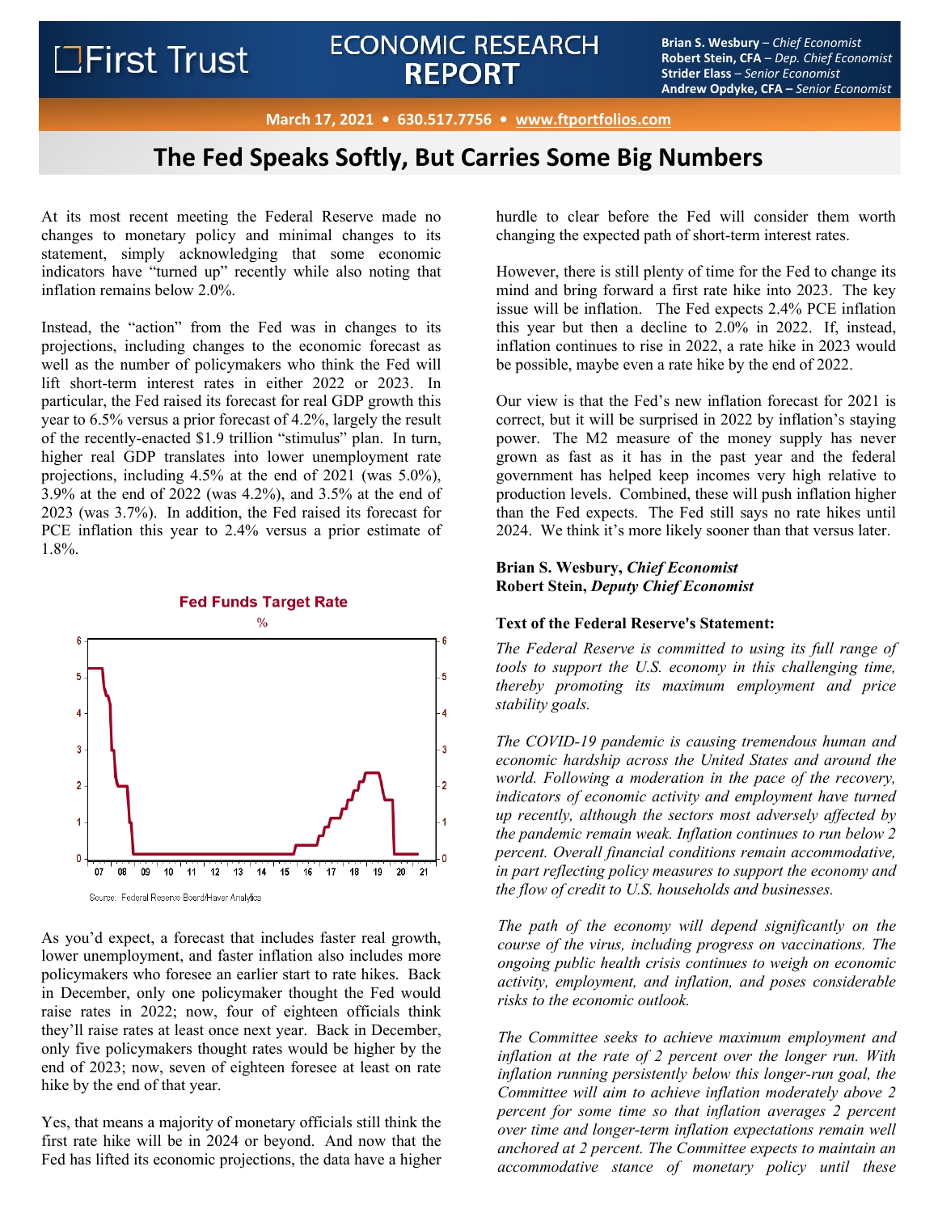First Trust

# ECONOMIC RESEARCH REPORT

**Brian S. Wesbury** – *Chief Economist*
**Robert Stein, CFA** – *Dep. Chief Economist*
**Strider Elass** – *Senior Economist*
**Andrew Opdyke, CFA** – *Senior Economist*

**March 17, 2021 • 630.517.7756 • www.ftportfolios.com**

## The Fed Speaks Softly, But Carries Some Big Numbers

At its most recent meeting the Federal Reserve made no changes to monetary policy and minimal changes to its statement, simply acknowledging that some economic indicators have "turned up" recently while also noting that inflation remains below 2.0%.

Instead, the "action" from the Fed was in changes to its projections, including changes to the economic forecast as well as the number of policymakers who think the Fed will lift short-term interest rates in either 2022 or 2023. In particular, the Fed raised its forecast for real GDP growth this year to 6.5% versus a prior forecast of 4.2%, largely the result of the recently-enacted $1.9 trillion "stimulus" plan. In turn, higher real GDP translates into lower unemployment rate projections, including 4.5% at the end of 2021 (was 5.0%), 3.9% at the end of 2022 (was 4.2%), and 3.5% at the end of 2023 (was 3.7%). In addition, the Fed raised its forecast for PCE inflation this year to 2.4% versus a prior estimate of 1.8%.

**Fed Funds Target Rate**
%

Source: Federal Reserve Board/Haver Analytics

As you'd expect, a forecast that includes faster real growth, lower unemployment, and faster inflation also includes more policymakers who foresee an earlier start to rate hikes. Back in December, only one policymaker thought the Fed would raise rates in 2022; now, four of eighteen officials think they'll raise rates at least once next year. Back in December, only five policymakers thought rates would be higher by the end of 2023; now, seven of eighteen foresee at least on rate hike by the end of that year.

Yes, that means a majority of monetary officials still think the first rate hike will be in 2024 or beyond. And now that the Fed has lifted its economic projections, the data have a higher hurdle to clear before the Fed will consider them worth changing the expected path of short-term interest rates.

However, there is still plenty of time for the Fed to change its mind and bring forward a first rate hike into 2023. The key issue will be inflation. The Fed expects 2.4% PCE inflation this year but then a decline to 2.0% in 2022. If, instead, inflation continues to rise in 2022, a rate hike in 2023 would be possible, maybe even a rate hike by the end of 2022.

Our view is that the Fed's new inflation forecast for 2021 is correct, but it will be surprised in 2022 by inflation's staying power. The M2 measure of the money supply has never grown as fast as it has in the past year and the federal government has helped keep incomes very high relative to production levels. Combined, these will push inflation higher than the Fed expects. The Fed still says no rate hikes until 2024. We think it's more likely sooner than that versus later.

**Brian S. Wesbury, *Chief Economist***
**Robert Stein, *Deputy Chief Economist***

**Text of the Federal Reserve's Statement:**

*The Federal Reserve is committed to using its full range of tools to support the U.S. economy in this challenging time, thereby promoting its maximum employment and price stability goals.*

*The COVID-19 pandemic is causing tremendous human and economic hardship across the United States and around the world. Following a moderation in the pace of the recovery, indicators of economic activity and employment have turned up recently, although the sectors most adversely affected by the pandemic remain weak. Inflation continues to run below 2 percent. Overall financial conditions remain accommodative, in part reflecting policy measures to support the economy and the flow of credit to U.S. households and businesses.*

*The path of the economy will depend significantly on the course of the virus, including progress on vaccinations. The ongoing public health crisis continues to weigh on economic activity, employment, and inflation, and poses considerable risks to the economic outlook.*

*The Committee seeks to achieve maximum employment and inflation at the rate of 2 percent over the longer run. With inflation running persistently below this longer-run goal, the Committee will aim to achieve inflation moderately above 2 percent for some time so that inflation averages 2 percent over time and longer-term inflation expectations remain well anchored at 2 percent. The Committee expects to maintain an accommodative stance of monetary policy until these*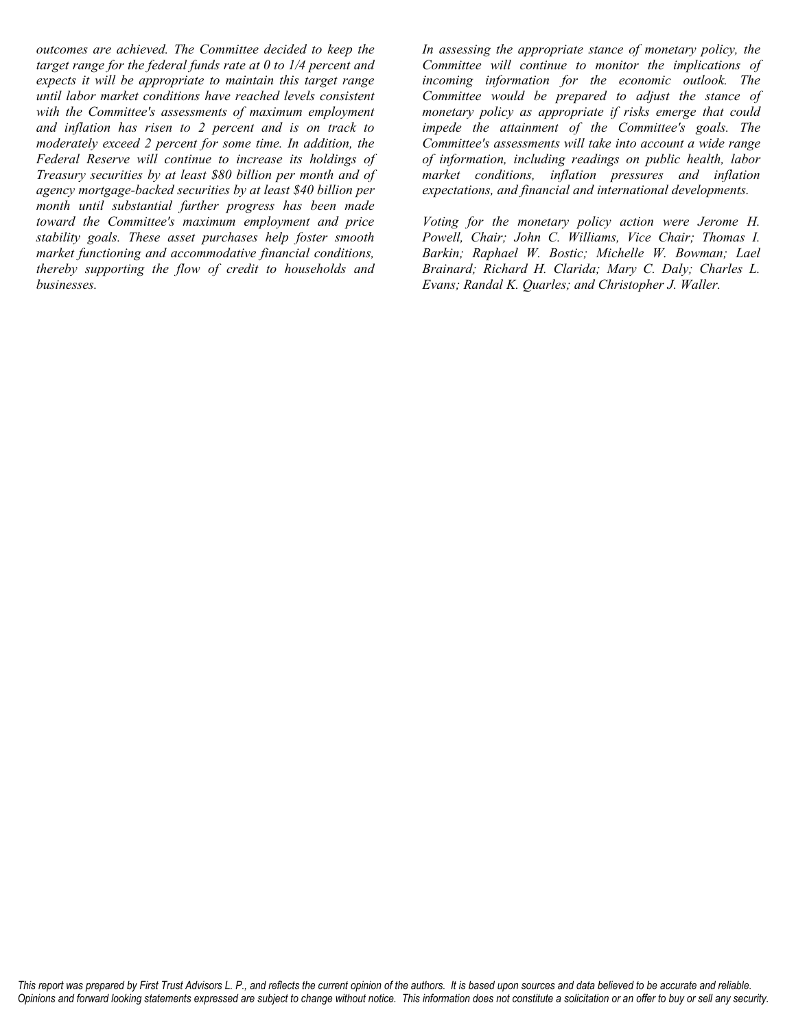*outcomes are achieved. The Committee decided to keep the target range for the federal funds rate at 0 to 1/4 percent and expects it will be appropriate to maintain this target range until labor market conditions have reached levels consistent with the Committee's assessments of maximum employment and inflation has risen to 2 percent and is on track to moderately exceed 2 percent for some time. In addition, the Federal Reserve will continue to increase its holdings of Treasury securities by at least $80 billion per month and of agency mortgage-backed securities by at least $40 billion per month until substantial further progress has been made toward the Committee's maximum employment and price stability goals. These asset purchases help foster smooth market functioning and accommodative financial conditions, thereby supporting the flow of credit to households and businesses.*

*In assessing the appropriate stance of monetary policy, the Committee will continue to monitor the implications of incoming information for the economic outlook. The Committee would be prepared to adjust the stance of monetary policy as appropriate if risks emerge that could impede the attainment of the Committee's goals. The Committee's assessments will take into account a wide range of information, including readings on public health, labor market conditions, inflation pressures and inflation expectations, and financial and international developments.*

*Voting for the monetary policy action were Jerome H. Powell, Chair; John C. Williams, Vice Chair; Thomas I. Barkin; Raphael W. Bostic; Michelle W. Bowman; Lael Brainard; Richard H. Clarida; Mary C. Daly; Charles L. Evans; Randal K. Quarles; and Christopher J. Waller.*

*This report was prepared by First Trust Advisors L. P., and reflects the current opinion of the authors. It is based upon sources and data believed to be accurate and reliable. Opinions and forward looking statements expressed are subject to change without notice. This information does not constitute a solicitation or an offer to buy or sell any security.*